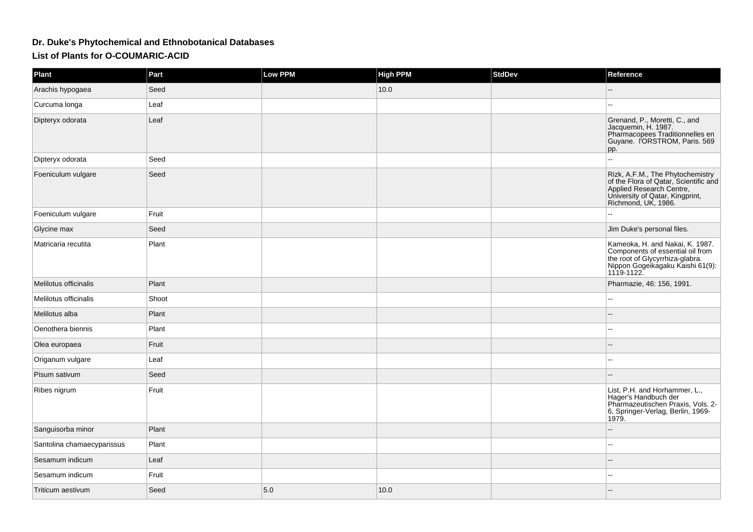# Dr. Duke's Phytochemical and Ethnobotanical Databases

## List of Plants for O-COUMARIC-ACID

| Plant | Part | Low PPM | High PPM | StdDev | Reference |
| --- | --- | --- | --- | --- | --- |
| Arachis hypogaea | Seed |  | 10.0 |  | -- |
| Curcuma longa | Leaf |  |  |  | -- |
| Dipteryx odorata | Leaf |  |  |  | Grenand, P., Moretti, C., and Jacquemin, H. 1987. Pharmacopees Traditionnelles en Guyane. l'ORSTROM, Paris. 569 pp. |
| Dipteryx odorata | Seed |  |  |  | -- |
| Foeniculum vulgare | Seed |  |  |  | Rizk, A.F.M., The Phytochemistry of the Flora of Qatar, Scientific and Applied Research Centre, University of Qatar, Kingprint, Richmond, UK, 1986. |
| Foeniculum vulgare | Fruit |  |  |  | -- |
| Glycine max | Seed |  |  |  | Jim Duke's personal files. |
| Matricaria recutita | Plant |  |  |  | Kameoka, H. and Nakai, K. 1987. Components of essential oil from the root of Glycyrrhiza-glabra. Nippon Gogeikagaku Kaishi 61(9): 1119-1122. |
| Melilotus officinalis | Plant |  |  |  | Pharmazie, 46: 156, 1991. |
| Melilotus officinalis | Shoot |  |  |  | -- |
| Melilotus alba | Plant |  |  |  | -- |
| Oenothera biennis | Plant |  |  |  | -- |
| Olea europaea | Fruit |  |  |  | -- |
| Origanum vulgare | Leaf |  |  |  | -- |
| Pisum sativum | Seed |  |  |  | -- |
| Ribes nigrum | Fruit |  |  |  | List, P.H. and Horhammer, L., Hager's Handbuch der Pharmazeutischen Praxis, Vols. 2-6, Springer-Verlag, Berlin, 1969-1979. |
| Sanguisorba minor | Plant |  |  |  | -- |
| Santolina chamaecyparissus | Plant |  |  |  | -- |
| Sesamum indicum | Leaf |  |  |  | -- |
| Sesamum indicum | Fruit |  |  |  | -- |
| Triticum aestivum | Seed | 5.0 | 10.0 |  | -- |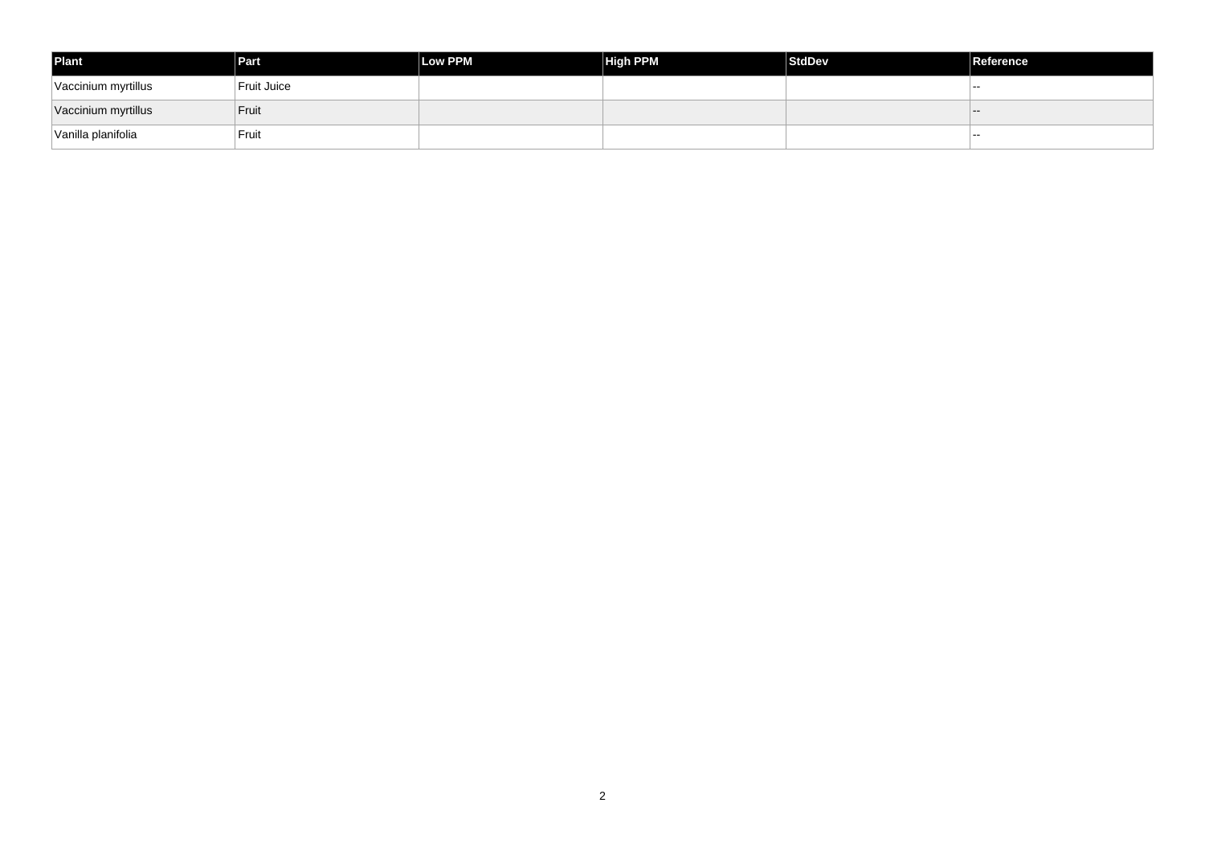| Plant | Part | Low PPM | High PPM | StdDev | Reference |
| --- | --- | --- | --- | --- | --- |
| Vaccinium myrtillus | Fruit Juice | | | | -- |
| Vaccinium myrtillus | Fruit | | | | -- |
| Vanilla planifolia | Fruit | | | | -- |